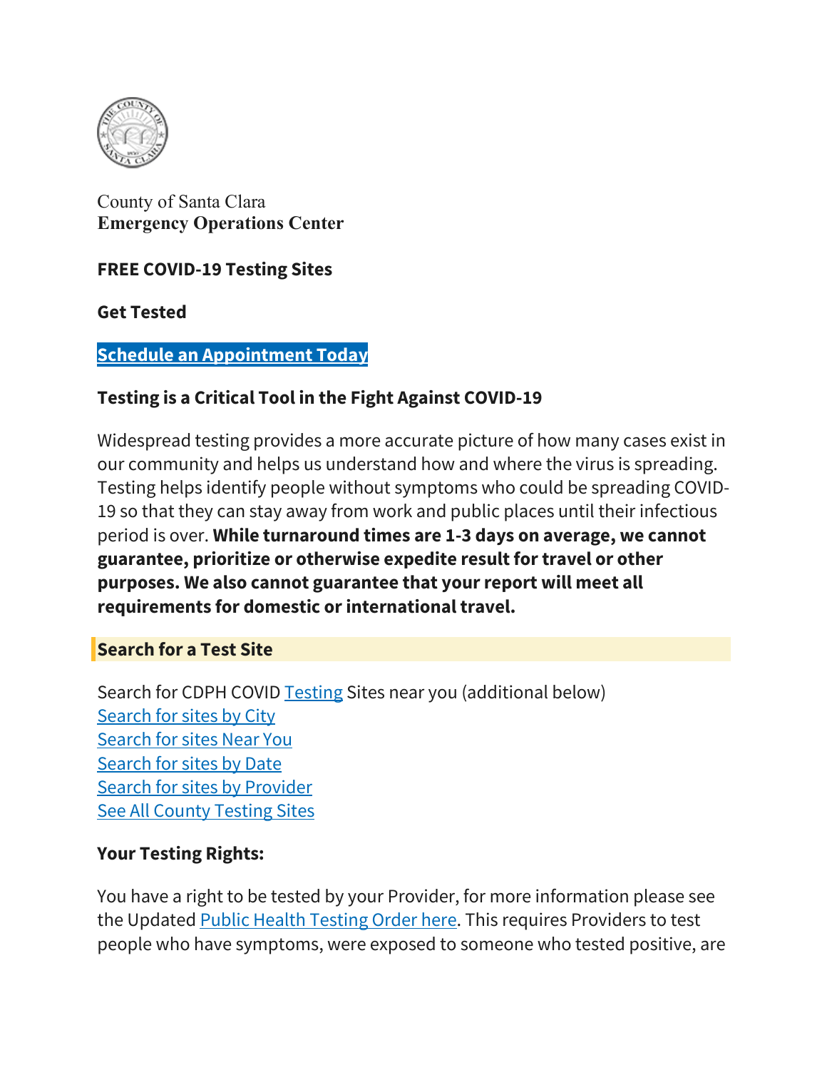County of Santa Clara
**Emergency Operations Center**

**FREE COVID-19 Testing Sites**

**Get Tested**

**Schedule an Appointment Today**

**Testing is a Critical Tool in the Fight Against COVID-19**

Widespread testing provides a more accurate picture of how many cases exist in our community and helps us understand how and where the virus is spreading. Testing helps identify people without symptoms who could be spreading COVID-19 so that they can stay away from work and public places until their infectious period is over. **While turnaround times are 1-3 days on average, we cannot guarantee, prioritize or otherwise expedite result for travel or other purposes. We also cannot guarantee that your report will meet all requirements for domestic or international travel.**

**Search for a Test Site**

Search for CDPH COVID Testing Sites near you (additional below)
Search for sites by City
Search for sites Near You
Search for sites by Date
Search for sites by Provider
See All County Testing Sites

**Your Testing Rights:**

You have a right to be tested by your Provider, for more information please see the Updated Public Health Testing Order here. This requires Providers to test people who have symptoms, were exposed to someone who tested positive, are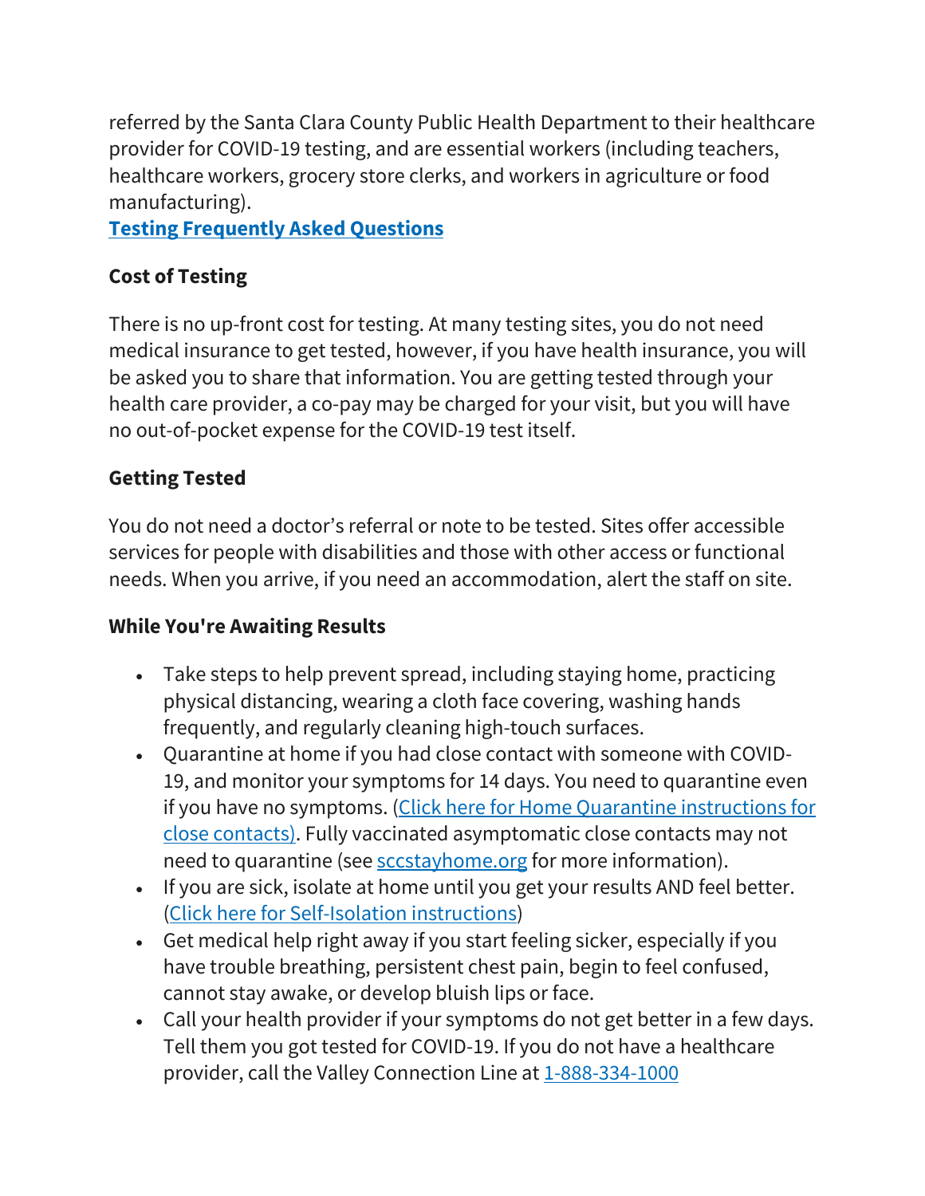referred by the Santa Clara County Public Health Department to their healthcare provider for COVID-19 testing, and are essential workers (including teachers, healthcare workers, grocery store clerks, and workers in agriculture or food manufacturing).

**Testing Frequently Asked Questions**

**Cost of Testing**

There is no up-front cost for testing. At many testing sites, you do not need medical insurance to get tested, however, if you have health insurance, you will be asked you to share that information. You are getting tested through your health care provider, a co-pay may be charged for your visit, but you will have no out-of-pocket expense for the COVID-19 test itself.

**Getting Tested**

You do not need a doctor's referral or note to be tested. Sites offer accessible services for people with disabilities and those with other access or functional needs. When you arrive, if you need an accommodation, alert the staff on site.

**While You're Awaiting Results**

- Take steps to help prevent spread, including staying home, practicing physical distancing, wearing a cloth face covering, washing hands frequently, and regularly cleaning high-touch surfaces.
- Quarantine at home if you had close contact with someone with COVID-19, and monitor your symptoms for 14 days. You need to quarantine even if you have no symptoms. (Click here for Home Quarantine instructions for close contacts). Fully vaccinated asymptomatic close contacts may not need to quarantine (see sccstayhome.org for more information).
- If you are sick, isolate at home until you get your results AND feel better. (Click here for Self-Isolation instructions)
- Get medical help right away if you start feeling sicker, especially if you have trouble breathing, persistent chest pain, begin to feel confused, cannot stay awake, or develop bluish lips or face.
- Call your health provider if your symptoms do not get better in a few days. Tell them you got tested for COVID-19. If you do not have a healthcare provider, call the Valley Connection Line at 1-888-334-1000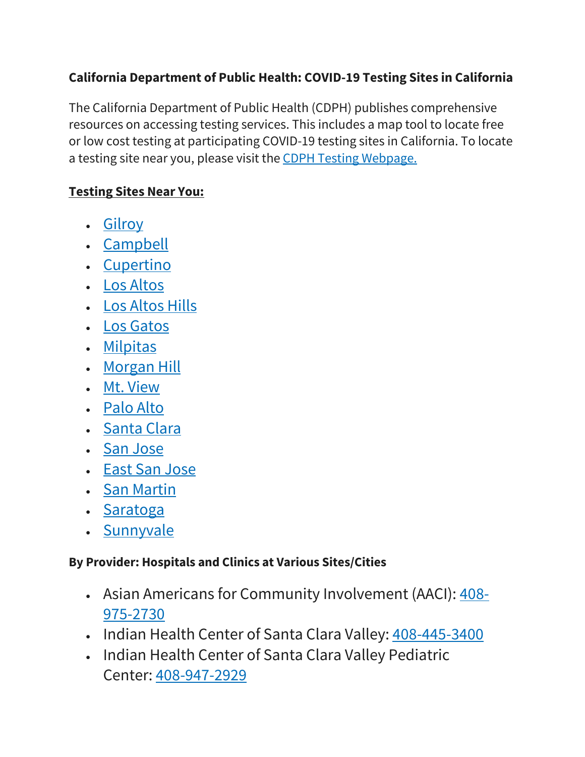**California Department of Public Health: COVID-19 Testing Sites in California**

The California Department of Public Health (CDPH) publishes comprehensive resources on accessing testing services. This includes a map tool to locate free or low cost testing at participating COVID-19 testing sites in California. To locate a testing site near you, please visit the CDPH Testing Webpage.

**Testing Sites Near You:**

- Gilroy
- Campbell
- Cupertino
- Los Altos
- Los Altos Hills
- Los Gatos
- Milpitas
- Morgan Hill
- Mt. View
- Palo Alto
- Santa Clara
- San Jose
- East San Jose
- San Martin
- Saratoga
- Sunnyvale

**By Provider: Hospitals and Clinics at Various Sites/Cities**

- Asian Americans for Community Involvement (AACI): 408-975-2730
- Indian Health Center of Santa Clara Valley: 408-445-3400
- Indian Health Center of Santa Clara Valley Pediatric Center: 408-947-2929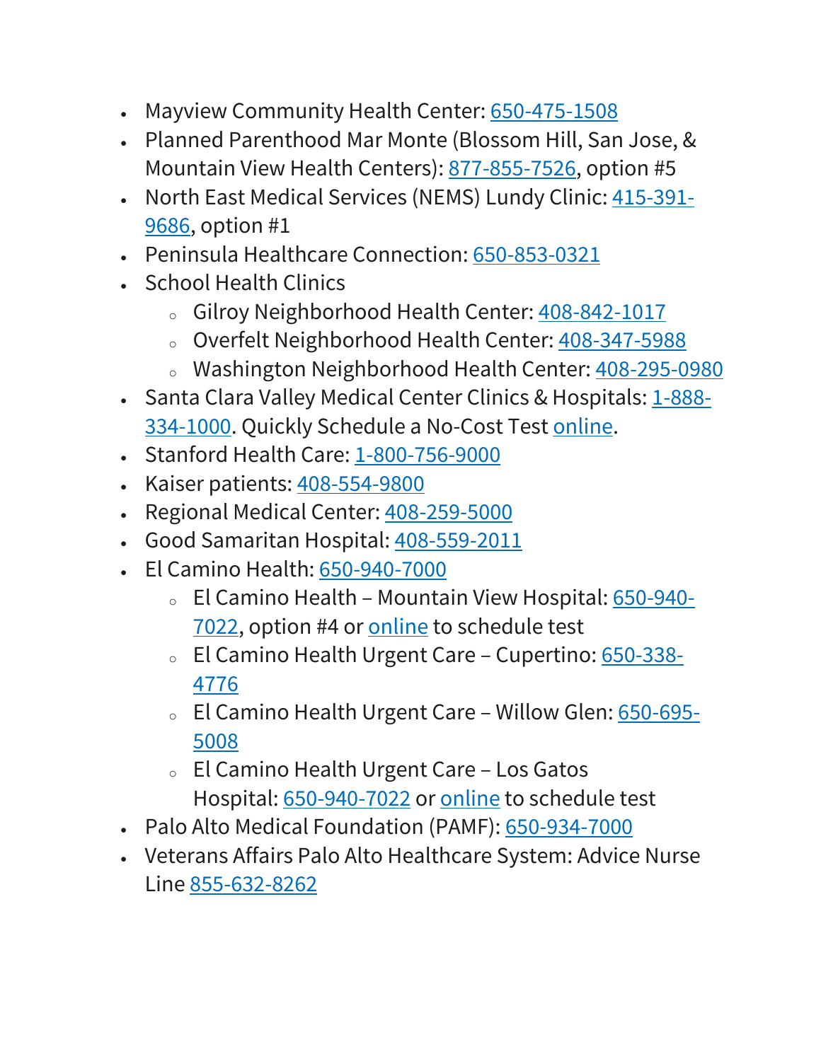- Mayview Community Health Center: 650-475-1508
- Planned Parenthood Mar Monte (Blossom Hill, San Jose, & Mountain View Health Centers): 877-855-7526, option #5
- North East Medical Services (NEMS) Lundy Clinic: 415-391-9686, option #1
- Peninsula Healthcare Connection: 650-853-0321
- School Health Clinics
  - Gilroy Neighborhood Health Center: 408-842-1017
  - Overfelt Neighborhood Health Center: 408-347-5988
  - Washington Neighborhood Health Center: 408-295-0980
- Santa Clara Valley Medical Center Clinics & Hospitals: 1-888-334-1000. Quickly Schedule a No-Cost Test online.
- Stanford Health Care: 1-800-756-9000
- Kaiser patients: 408-554-9800
- Regional Medical Center: 408-259-5000
- Good Samaritan Hospital: 408-559-2011
- El Camino Health: 650-940-7000
  - El Camino Health – Mountain View Hospital: 650-940-7022, option #4 or online to schedule test
  - El Camino Health Urgent Care – Cupertino: 650-338-4776
  - El Camino Health Urgent Care – Willow Glen: 650-695-5008
  - El Camino Health Urgent Care – Los Gatos Hospital: 650-940-7022 or online to schedule test
- Palo Alto Medical Foundation (PAMF): 650-934-7000
- Veterans Affairs Palo Alto Healthcare System: Advice Nurse Line 855-632-8262